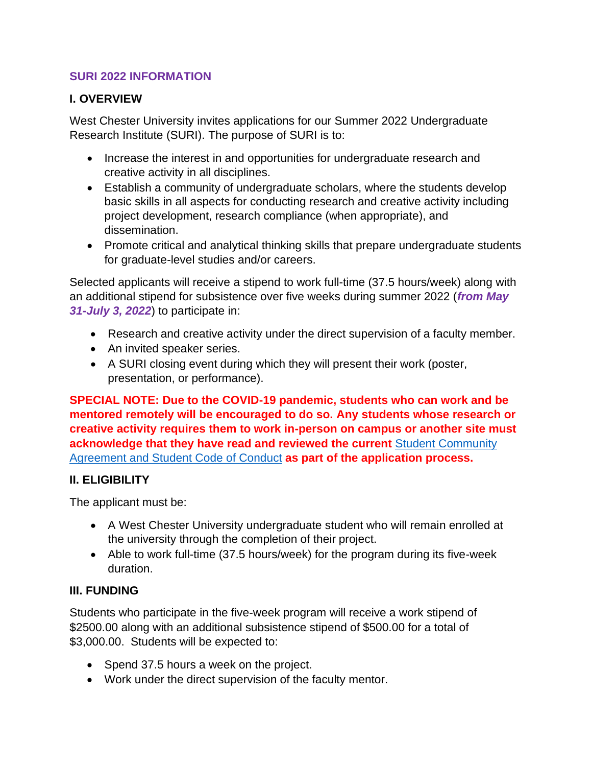## SURI 2022 INFORMATION

### I. OVERVIEW

West Chester University invites applications for our Summer 2022 Undergraduate Research Institute (SURI). The purpose of SURI is to:

- Increase the interest in and opportunities for undergraduate research and creative activity in all disciplines.
- Establish a community of undergraduate scholars, where the students develop basic skills in all aspects for conducting research and creative activity including project development, research compliance (when appropriate), and dissemination.
- Promote critical and analytical thinking skills that prepare undergraduate students for graduate-level studies and/or careers.

Selected applicants will receive a stipend to work full-time (37.5 hours/week) along with an additional stipend for subsistence over five weeks during summer 2022 (***from May 31-July 3, 2022***) to participate in:

- Research and creative activity under the direct supervision of a faculty member.
- An invited speaker series.
- A SURI closing event during which they will present their work (poster, presentation, or performance).

**SPECIAL NOTE: Due to the COVID-19 pandemic, students who can work and be mentored remotely will be encouraged to do so. Any students whose research or creative activity requires them to work in-person on campus or another site must acknowledge that they have read and reviewed the current** Student Community Agreement and Student Code of Conduct **as part of the application process.**

### II. ELIGIBILITY

The applicant must be:

- A West Chester University undergraduate student who will remain enrolled at the university through the completion of their project.
- Able to work full-time (37.5 hours/week) for the program during its five-week duration.

### III. FUNDING

Students who participate in the five-week program will receive a work stipend of $2500.00 along with an additional subsistence stipend of $500.00 for a total of $3,000.00. Students will be expected to:

- Spend 37.5 hours a week on the project.
- Work under the direct supervision of the faculty mentor.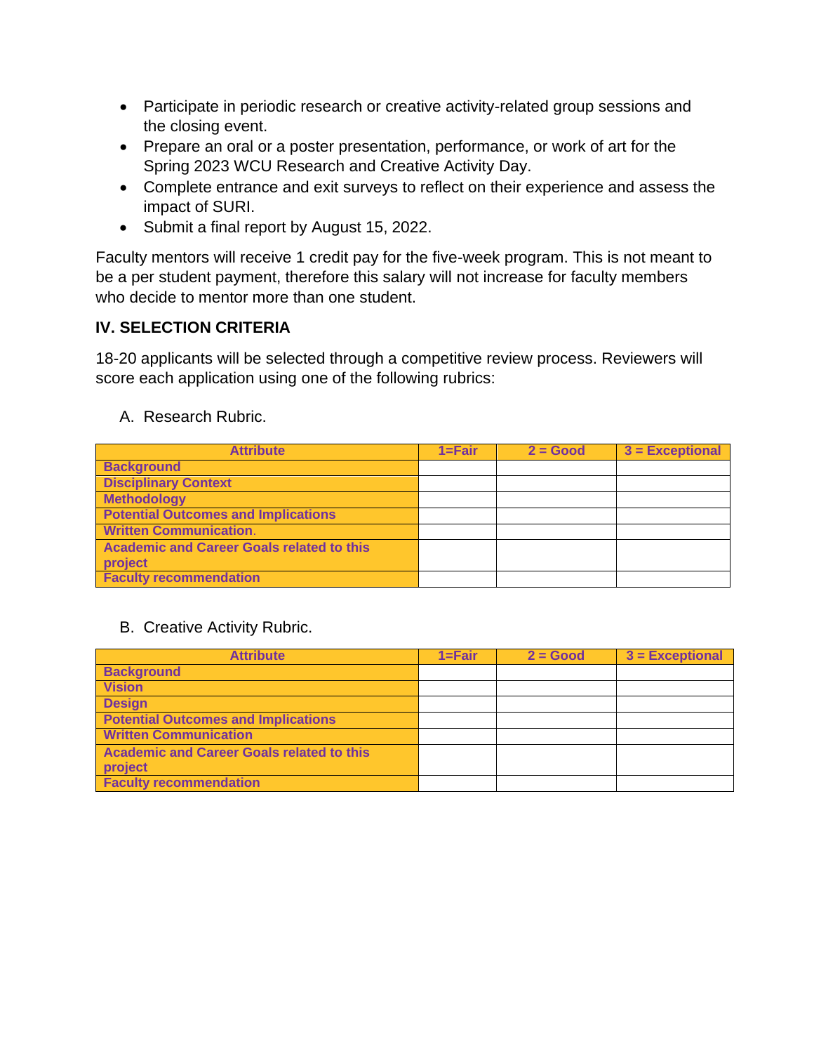- Participate in periodic research or creative activity-related group sessions and the closing event.
- Prepare an oral or a poster presentation, performance, or work of art for the Spring 2023 WCU Research and Creative Activity Day.
- Complete entrance and exit surveys to reflect on their experience and assess the impact of SURI.
- Submit a final report by August 15, 2022.

Faculty mentors will receive 1 credit pay for the five-week program. This is not meant to be a per student payment, therefore this salary will not increase for faculty members who decide to mentor more than one student.

## IV. SELECTION CRITERIA

18-20 applicants will be selected through a competitive review process. Reviewers will score each application using one of the following rubrics:

A. Research Rubric.

| Attribute | 1=Fair | 2 = Good | 3 = Exceptional |
|---|---|---|---|
| Background | | | |
| Disciplinary Context | | | |
| Methodology | | | |
| Potential Outcomes and Implications | | | |
| Written Communication. | | | |
| Academic and Career Goals related to this project | | | |
| Faculty recommendation | | | |

B. Creative Activity Rubric.

| Attribute | 1=Fair | 2 = Good | 3 = Exceptional |
|---|---|---|---|
| Background | | | |
| Vision | | | |
| Design | | | |
| Potential Outcomes and Implications | | | |
| Written Communication | | | |
| Academic and Career Goals related to this project | | | |
| Faculty recommendation | | | |